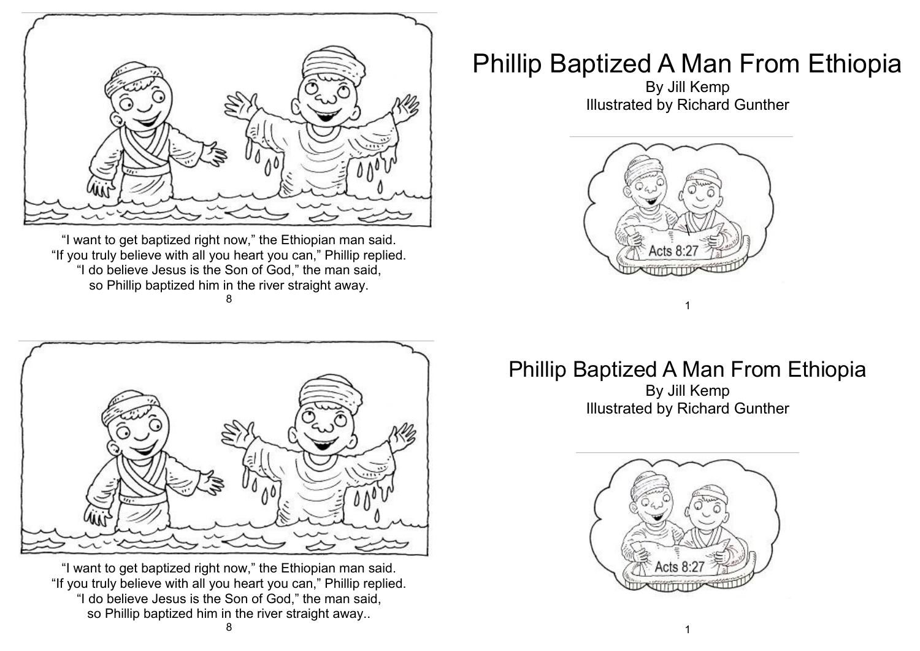“I want to get baptized right now,” the Ethiopian man said.
“If you truly believe with all you heart you can,” Phillip replied.
“I do believe Jesus is the Son of God,” the man said,
so Phillip baptized him in the river straight away.

# Phillip Baptized A Man From Ethiopia

By Jill Kemp
Illustrated by Richard Gunther

Acts 8:27

“I want to get baptized right now,” the Ethiopian man said.
“If you truly believe with all you heart you can,” Phillip replied.
“I do believe Jesus is the Son of God,” the man said,
so Phillip baptized him in the river straight away..

# Phillip Baptized A Man From Ethiopia

By Jill Kemp
Illustrated by Richard Gunther

Acts 8:27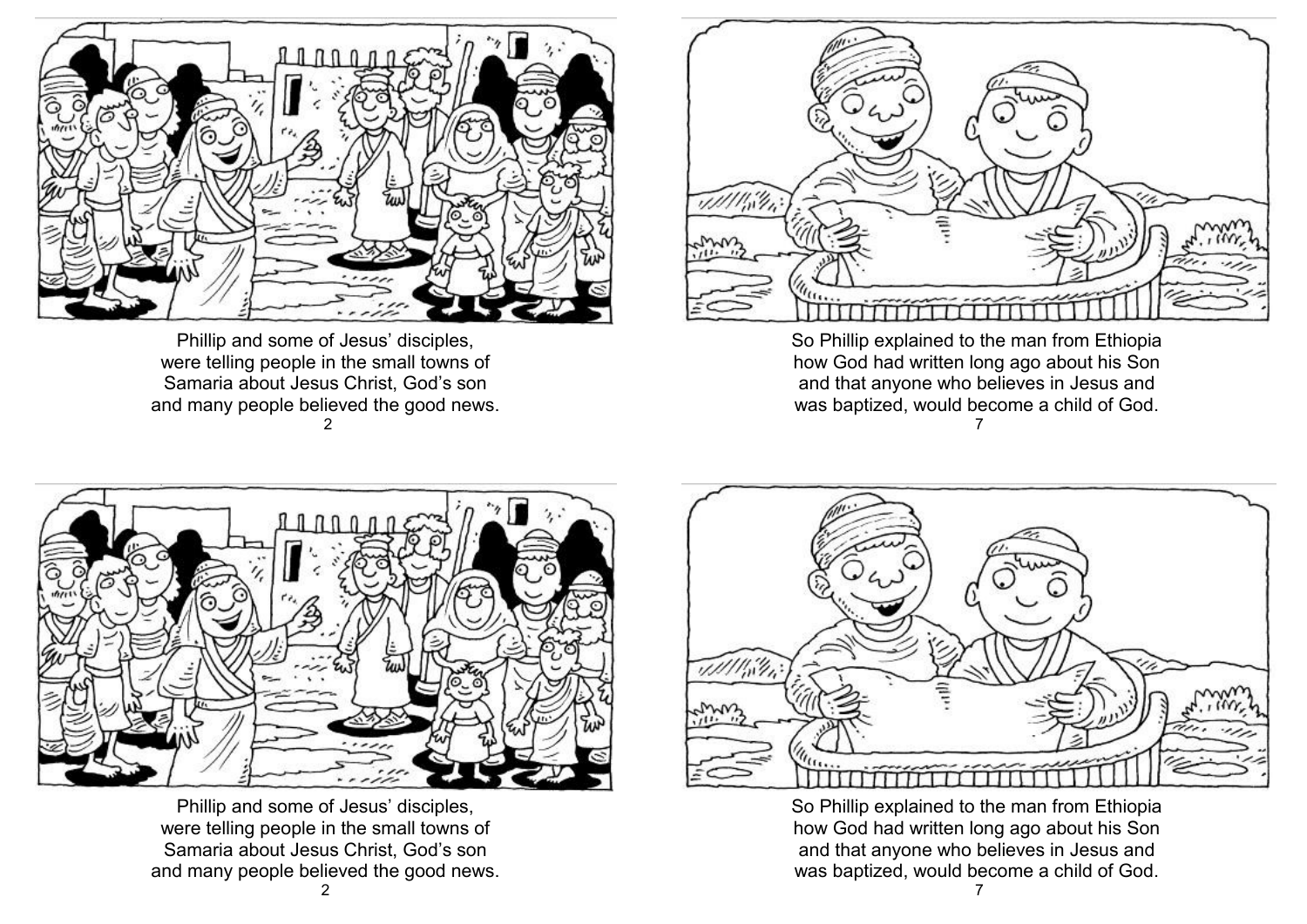Phillip and some of Jesus' disciples, were telling people in the small towns of Samaria about Jesus Christ, God's son and many people believed the good news.

So Phillip explained to the man from Ethiopia how God had written long ago about his Son and that anyone who believes in Jesus and was baptized, would become a child of God.

Phillip and some of Jesus' disciples, were telling people in the small towns of Samaria about Jesus Christ, God's son and many people believed the good news.

So Phillip explained to the man from Ethiopia how God had written long ago about his Son and that anyone who believes in Jesus and was baptized, would become a child of God.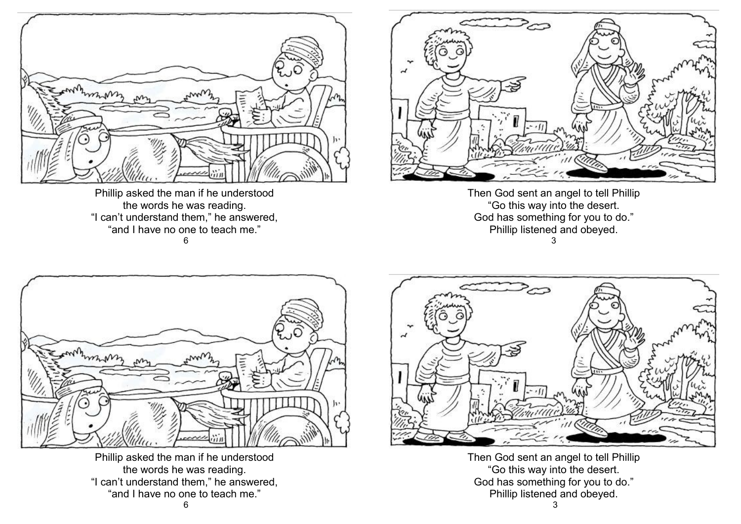Phillip asked the man if he understood
the words he was reading.
"I can't understand them," he answered,
"and I have no one to teach me."

Then God sent an angel to tell Phillip
"Go this way into the desert.
God has something for you to do."
Phillip listened and obeyed.

Phillip asked the man if he understood
the words he was reading.
"I can't understand them," he answered,
"and I have no one to teach me."

Then God sent an angel to tell Phillip
"Go this way into the desert.
God has something for you to do."
Phillip listened and obeyed.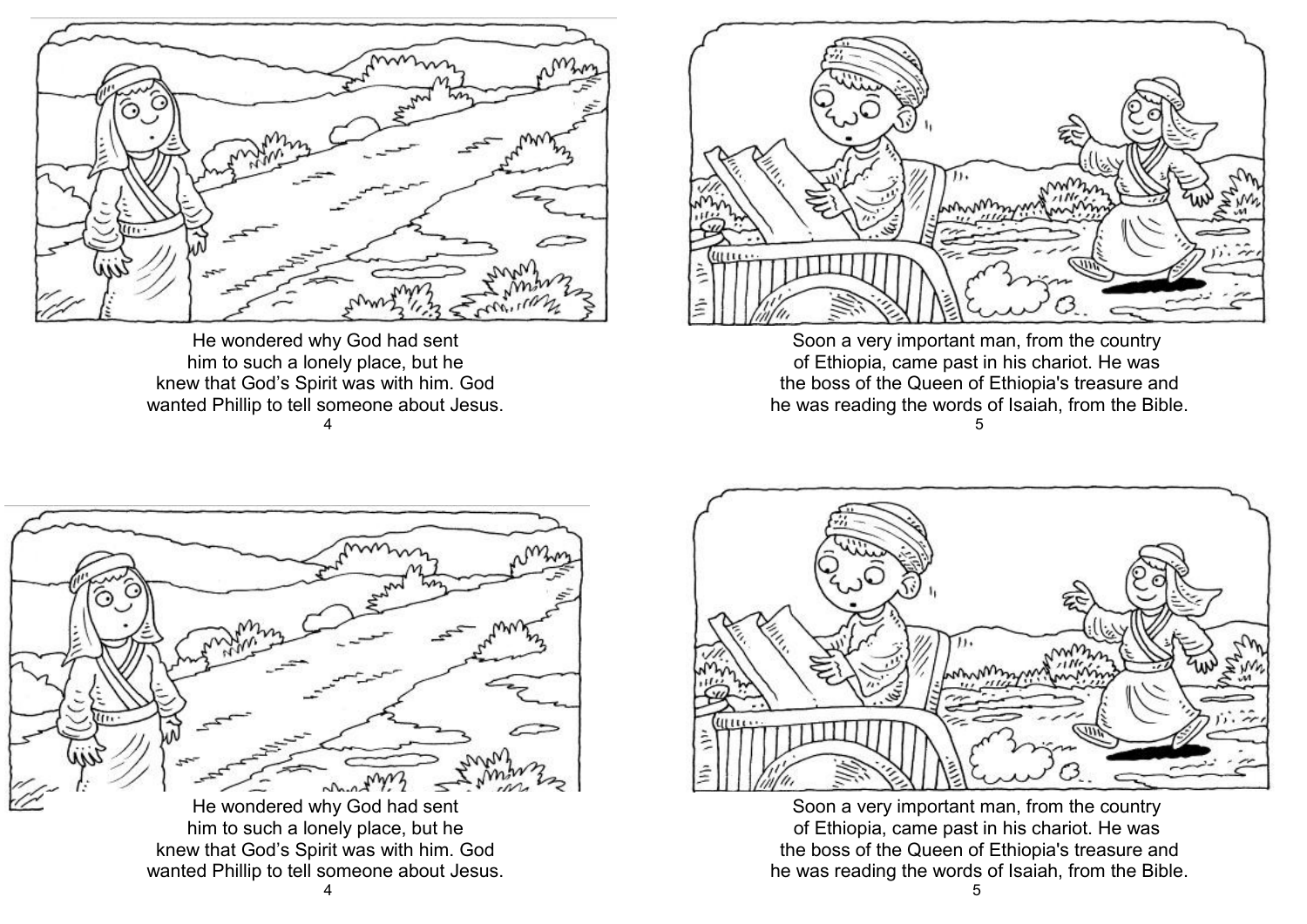He wondered why God had sent him to such a lonely place, but he knew that God's Spirit was with him. God wanted Phillip to tell someone about Jesus.

Soon a very important man, from the country of Ethiopia, came past in his chariot. He was the boss of the Queen of Ethiopia's treasure and he was reading the words of Isaiah, from the Bible.

He wondered why God had sent him to such a lonely place, but he knew that God's Spirit was with him. God wanted Phillip to tell someone about Jesus.

Soon a very important man, from the country of Ethiopia, came past in his chariot. He was the boss of the Queen of Ethiopia's treasure and he was reading the words of Isaiah, from the Bible.